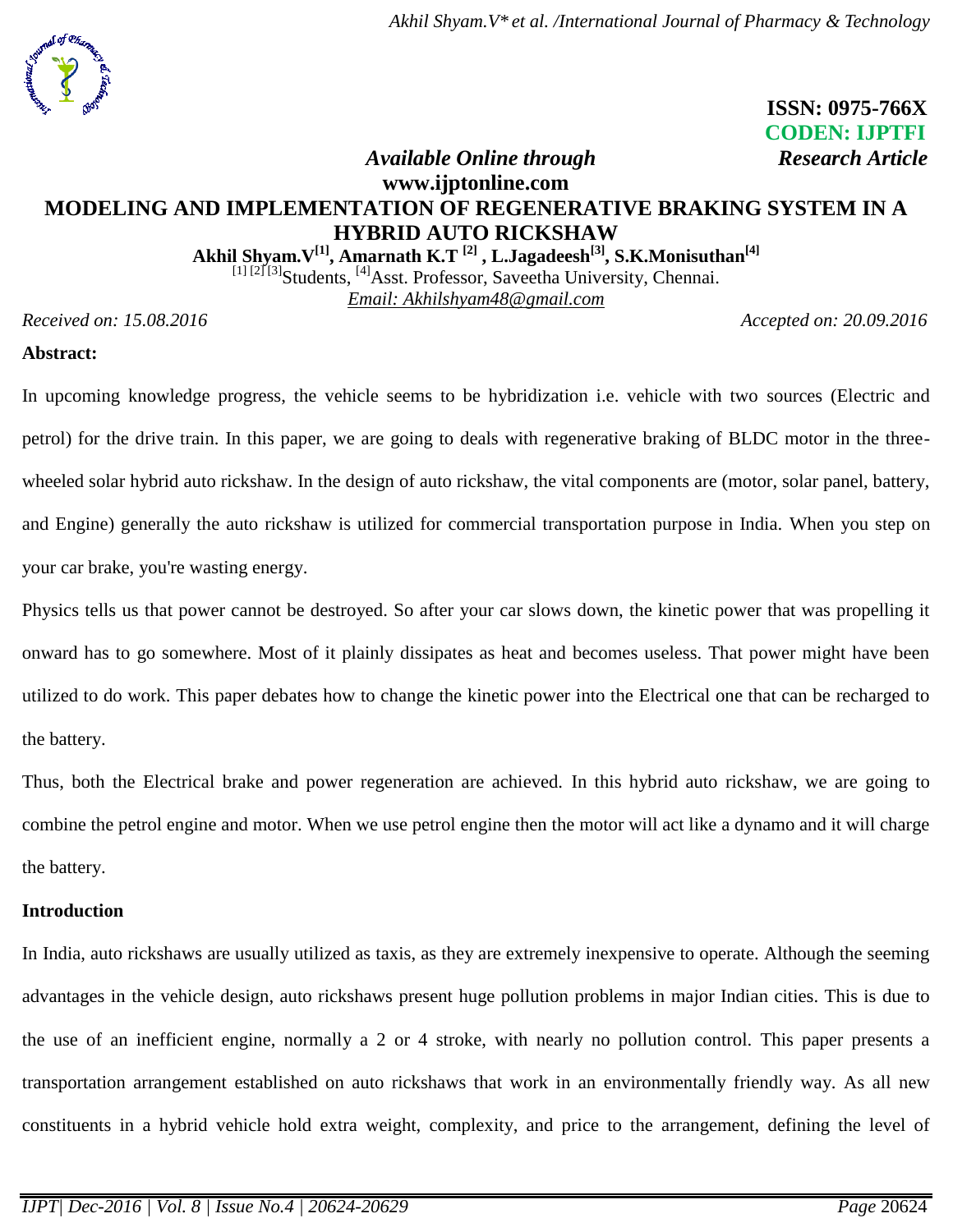ISSN: 0975-766X
CODEN: IJPTFI

*Available Online through* **www.ijptonline.com**

*Research Article*

# MODELING AND IMPLEMENTATION OF REGENERATIVE BRAKING SYSTEM IN A HYBRID AUTO RICKSHAW

**Akhil Shyam.V[1], Amarnath K.T [2] , L.Jagadeesh[3], S.K.Monisuthan[4]**

[1] [2] [3]Students, [4]Asst. Professor, Saveetha University, Chennai.

Email: Akhilshyam48@gmail.com

*Received on: 15.08.2016* *Accepted on: 20.09.2016*

**Abstract:**

In upcoming knowledge progress, the vehicle seems to be hybridization i.e. vehicle with two sources (Electric and petrol) for the drive train. In this paper, we are going to deals with regenerative braking of BLDC motor in the three-wheeled solar hybrid auto rickshaw. In the design of auto rickshaw, the vital components are (motor, solar panel, battery, and Engine) generally the auto rickshaw is utilized for commercial transportation purpose in India. When you step on your car brake, you're wasting energy.

Physics tells us that power cannot be destroyed. So after your car slows down, the kinetic power that was propelling it onward has to go somewhere. Most of it plainly dissipates as heat and becomes useless. That power might have been utilized to do work. This paper debates how to change the kinetic power into the Electrical one that can be recharged to the battery.

Thus, both the Electrical brake and power regeneration are achieved. In this hybrid auto rickshaw, we are going to combine the petrol engine and motor. When we use petrol engine then the motor will act like a dynamo and it will charge the battery.

**Introduction**

In India, auto rickshaws are usually utilized as taxis, as they are extremely inexpensive to operate. Although the seeming advantages in the vehicle design, auto rickshaws present huge pollution problems in major Indian cities. This is due to the use of an inefficient engine, normally a 2 or 4 stroke, with nearly no pollution control. This paper presents a transportation arrangement established on auto rickshaws that work in an environmentally friendly way. As all new constituents in a hybrid vehicle hold extra weight, complexity, and price to the arrangement, defining the level of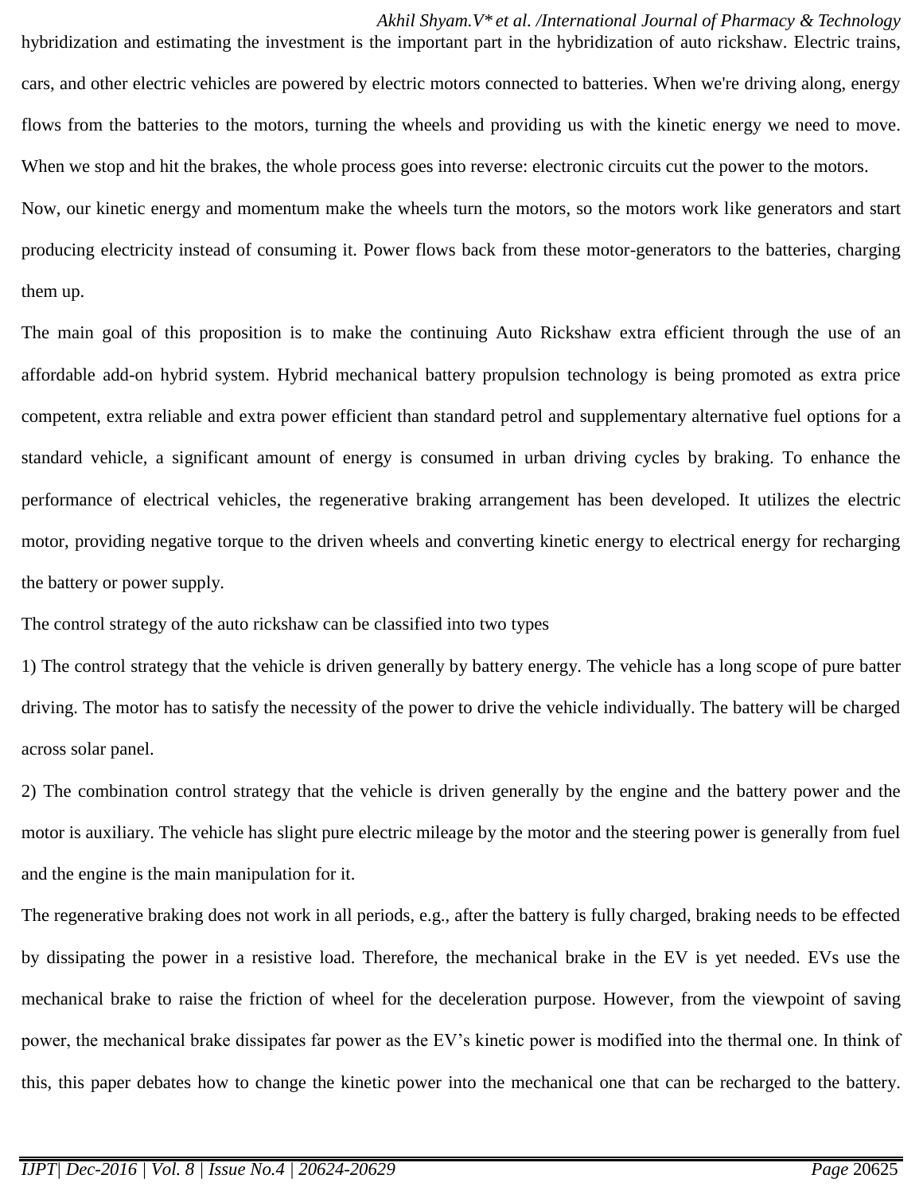hybridization and estimating the investment is the important part in the hybridization of auto rickshaw. Electric trains, cars, and other electric vehicles are powered by electric motors connected to batteries. When we're driving along, energy flows from the batteries to the motors, turning the wheels and providing us with the kinetic energy we need to move. When we stop and hit the brakes, the whole process goes into reverse: electronic circuits cut the power to the motors.

Now, our kinetic energy and momentum make the wheels turn the motors, so the motors work like generators and start producing electricity instead of consuming it. Power flows back from these motor-generators to the batteries, charging them up.

The main goal of this proposition is to make the continuing Auto Rickshaw extra efficient through the use of an affordable add-on hybrid system. Hybrid mechanical battery propulsion technology is being promoted as extra price competent, extra reliable and extra power efficient than standard petrol and supplementary alternative fuel options for a standard vehicle, a significant amount of energy is consumed in urban driving cycles by braking. To enhance the performance of electrical vehicles, the regenerative braking arrangement has been developed. It utilizes the electric motor, providing negative torque to the driven wheels and converting kinetic energy to electrical energy for recharging the battery or power supply.

The control strategy of the auto rickshaw can be classified into two types

1) The control strategy that the vehicle is driven generally by battery energy. The vehicle has a long scope of pure batter driving. The motor has to satisfy the necessity of the power to drive the vehicle individually. The battery will be charged across solar panel.

2) The combination control strategy that the vehicle is driven generally by the engine and the battery power and the motor is auxiliary. The vehicle has slight pure electric mileage by the motor and the steering power is generally from fuel and the engine is the main manipulation for it.

The regenerative braking does not work in all periods, e.g., after the battery is fully charged, braking needs to be effected by dissipating the power in a resistive load. Therefore, the mechanical brake in the EV is yet needed. EVs use the mechanical brake to raise the friction of wheel for the deceleration purpose. However, from the viewpoint of saving power, the mechanical brake dissipates far power as the EV's kinetic power is modified into the thermal one. In think of this, this paper debates how to change the kinetic power into the mechanical one that can be recharged to the battery.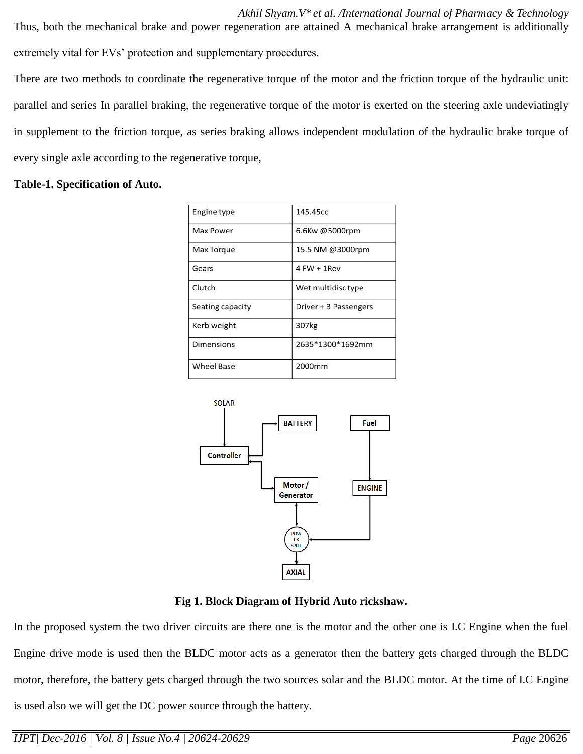Thus, both the mechanical brake and power regeneration are attained A mechanical brake arrangement is additionally extremely vital for EVs' protection and supplementary procedures.

There are two methods to coordinate the regenerative torque of the motor and the friction torque of the hydraulic unit: parallel and series In parallel braking, the regenerative torque of the motor is exerted on the steering axle undeviatingly in supplement to the friction torque, as series braking allows independent modulation of the hydraulic brake torque of every single axle according to the regenerative torque,

**Table-1. Specification of Auto.**

| Engine type | 145.45cc |
|---|---|
| Max Power | 6.6Kw @5000rpm |
| Max Torque | 15.5 NM @3000rpm |
| Gears | 4 FW + 1Rev |
| Clutch | Wet multidisc type |
| Seating capacity | Driver + 3 Passengers |
| Kerb weight | 307kg |
| Dimensions | 2635*1300*1692mm |
| Wheel Base | 2000mm |

SOLAR

BATTERY

Fuel

Controller

Motor / Generator

ENGINE

POWER SPLIT

AXIAL

**Fig 1. Block Diagram of Hybrid Auto rickshaw.**

In the proposed system the two driver circuits are there one is the motor and the other one is I.C Engine when the fuel Engine drive mode is used then the BLDC motor acts as a generator then the battery gets charged through the BLDC motor, therefore, the battery gets charged through the two sources solar and the BLDC motor. At the time of I.C Engine is used also we will get the DC power source through the battery.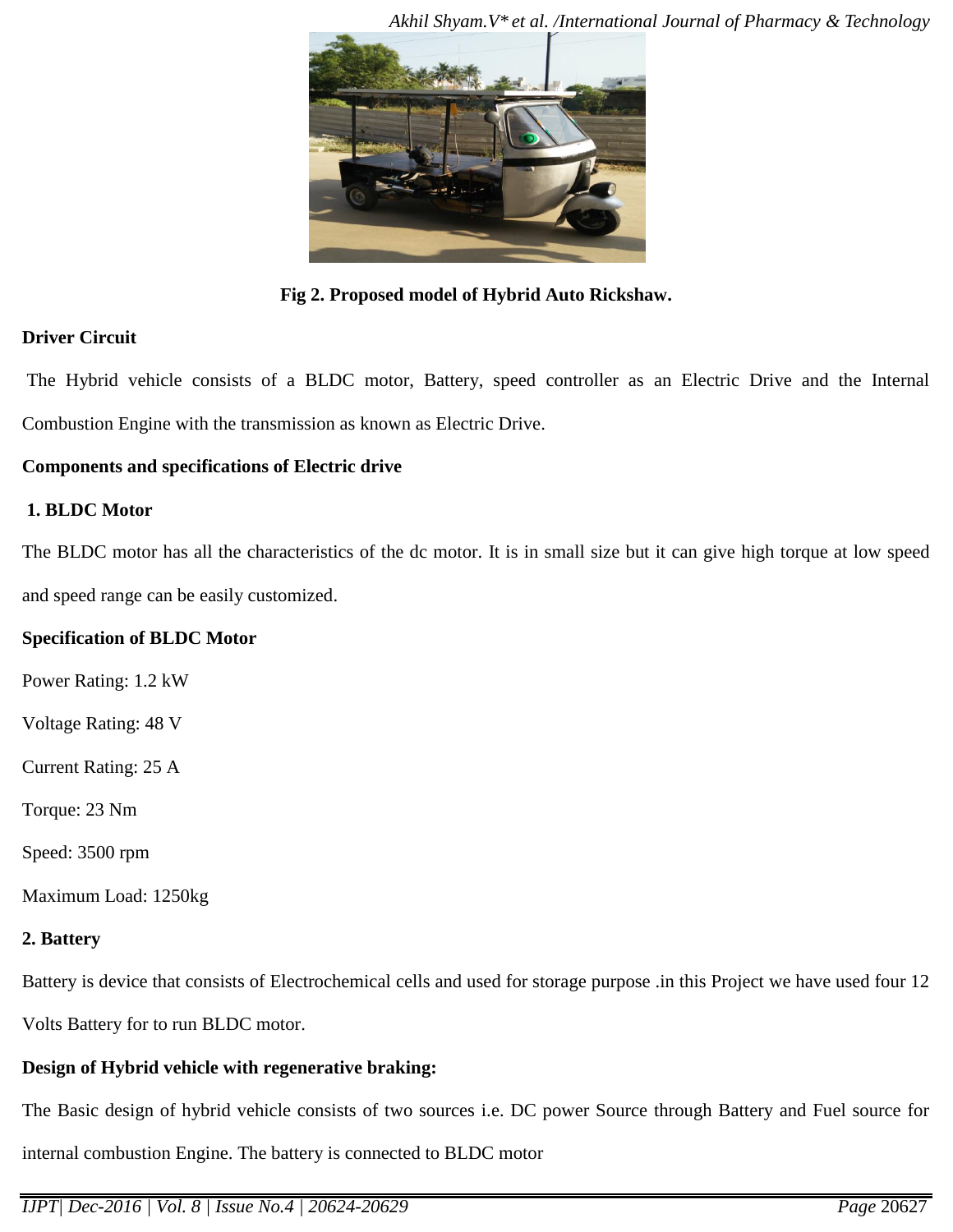Fig 2. Proposed model of Hybrid Auto Rickshaw.

**Driver Circuit**

The Hybrid vehicle consists of a BLDC motor, Battery, speed controller as an Electric Drive and the Internal Combustion Engine with the transmission as known as Electric Drive.

**Components and specifications of Electric drive**

**1. BLDC Motor**

The BLDC motor has all the characteristics of the dc motor. It is in small size but it can give high torque at low speed and speed range can be easily customized.

**Specification of BLDC Motor**

Power Rating: 1.2 kW

Voltage Rating: 48 V

Current Rating: 25 A

Torque: 23 Nm

Speed: 3500 rpm

Maximum Load: 1250kg

**2. Battery**

Battery is device that consists of Electrochemical cells and used for storage purpose .in this Project we have used four 12 Volts Battery for to run BLDC motor.

**Design of Hybrid vehicle with regenerative braking:**

The Basic design of hybrid vehicle consists of two sources i.e. DC power Source through Battery and Fuel source for internal combustion Engine. The battery is connected to BLDC motor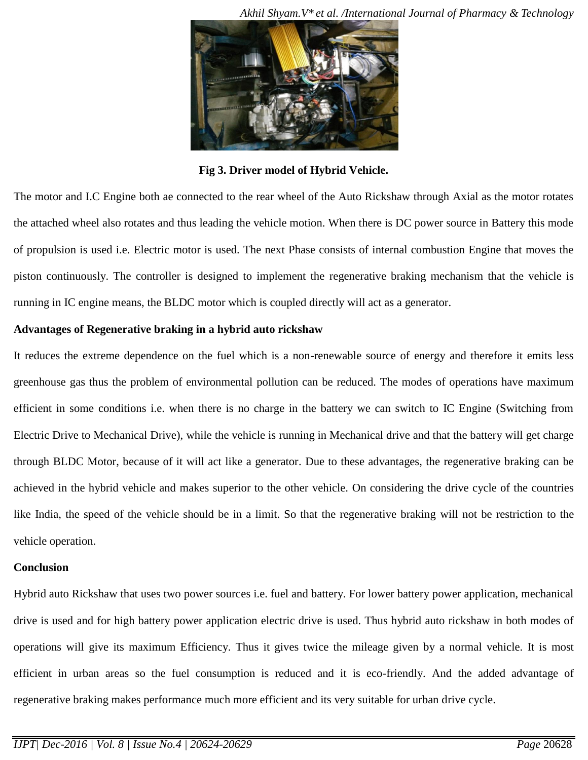Fig 3. Driver model of Hybrid Vehicle.

The motor and I.C Engine both ae connected to the rear wheel of the Auto Rickshaw through Axial as the motor rotates the attached wheel also rotates and thus leading the vehicle motion. When there is DC power source in Battery this mode of propulsion is used i.e. Electric motor is used. The next Phase consists of internal combustion Engine that moves the piston continuously. The controller is designed to implement the regenerative braking mechanism that the vehicle is running in IC engine means, the BLDC motor which is coupled directly will act as a generator.

**Advantages of Regenerative braking in a hybrid auto rickshaw**

It reduces the extreme dependence on the fuel which is a non-renewable source of energy and therefore it emits less greenhouse gas thus the problem of environmental pollution can be reduced. The modes of operations have maximum efficient in some conditions i.e. when there is no charge in the battery we can switch to IC Engine (Switching from Electric Drive to Mechanical Drive), while the vehicle is running in Mechanical drive and that the battery will get charge through BLDC Motor, because of it will act like a generator. Due to these advantages, the regenerative braking can be achieved in the hybrid vehicle and makes superior to the other vehicle. On considering the drive cycle of the countries like India, the speed of the vehicle should be in a limit. So that the regenerative braking will not be restriction to the vehicle operation.

**Conclusion**

Hybrid auto Rickshaw that uses two power sources i.e. fuel and battery. For lower battery power application, mechanical drive is used and for high battery power application electric drive is used. Thus hybrid auto rickshaw in both modes of operations will give its maximum Efficiency. Thus it gives twice the mileage given by a normal vehicle. It is most efficient in urban areas so the fuel consumption is reduced and it is eco-friendly. And the added advantage of regenerative braking makes performance much more efficient and its very suitable for urban drive cycle.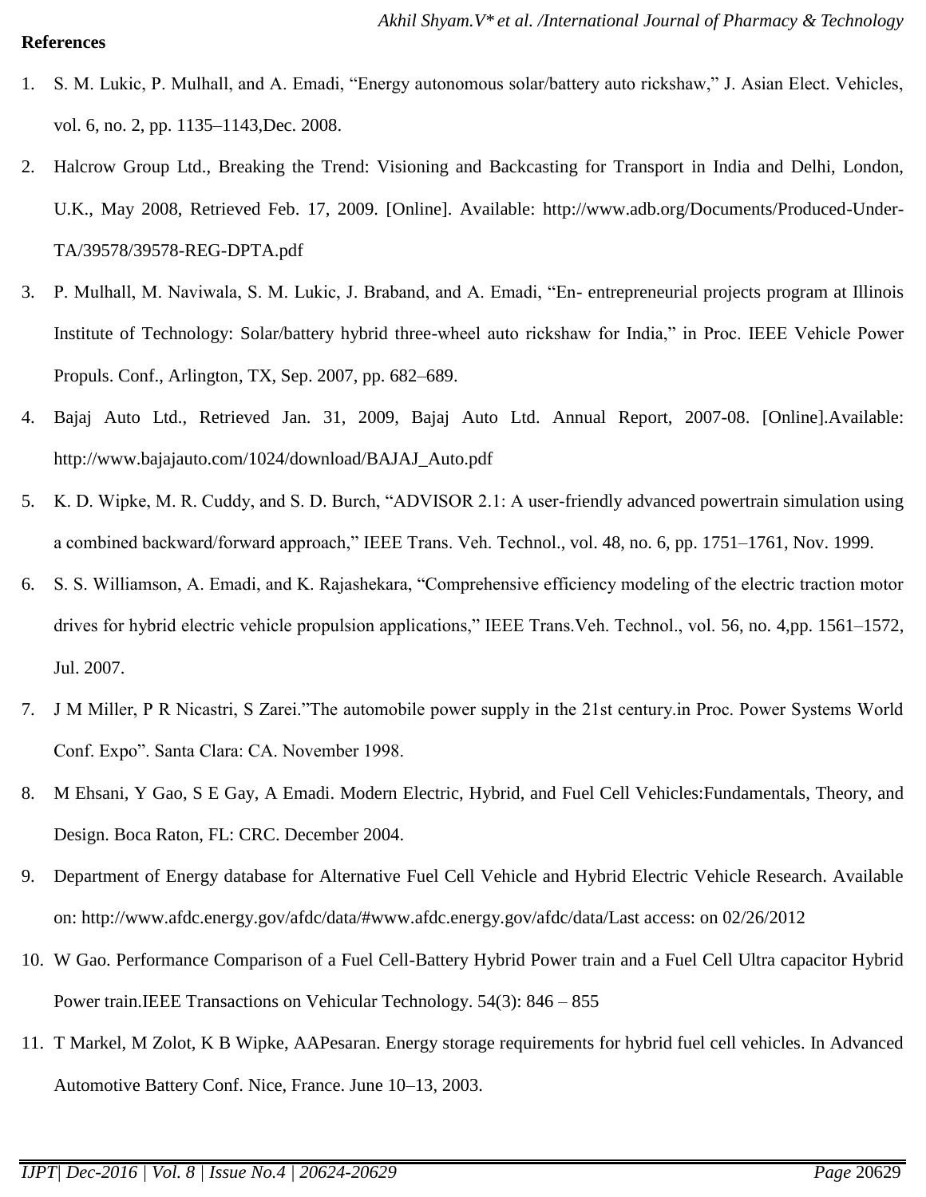**References**

1. S. M. Lukic, P. Mulhall, and A. Emadi, “Energy autonomous solar/battery auto rickshaw,” J. Asian Elect. Vehicles, vol. 6, no. 2, pp. 1135–1143,Dec. 2008.
2. Halcrow Group Ltd., Breaking the Trend: Visioning and Backcasting for Transport in India and Delhi, London, U.K., May 2008, Retrieved Feb. 17, 2009. [Online]. Available: http://www.adb.org/Documents/Produced-Under-TA/39578/39578-REG-DPTA.pdf
3. P. Mulhall, M. Naviwala, S. M. Lukic, J. Braband, and A. Emadi, “En- entrepreneurial projects program at Illinois Institute of Technology: Solar/battery hybrid three-wheel auto rickshaw for India,” in Proc. IEEE Vehicle Power Propuls. Conf., Arlington, TX, Sep. 2007, pp. 682–689.
4. Bajaj Auto Ltd., Retrieved Jan. 31, 2009, Bajaj Auto Ltd. Annual Report, 2007-08. [Online].Available: http://www.bajajauto.com/1024/download/BAJAJ_Auto.pdf
5. K. D. Wipke, M. R. Cuddy, and S. D. Burch, “ADVISOR 2.1: A user-friendly advanced powertrain simulation using a combined backward/forward approach,” IEEE Trans. Veh. Technol., vol. 48, no. 6, pp. 1751–1761, Nov. 1999.
6. S. S. Williamson, A. Emadi, and K. Rajashekara, “Comprehensive efficiency modeling of the electric traction motor drives for hybrid electric vehicle propulsion applications,” IEEE Trans.Veh. Technol., vol. 56, no. 4,pp. 1561–1572, Jul. 2007.
7. J M Miller, P R Nicastri, S Zarei.”The automobile power supply in the 21st century.in Proc. Power Systems World Conf. Expo”. Santa Clara: CA. November 1998.
8. M Ehsani, Y Gao, S E Gay, A Emadi. Modern Electric, Hybrid, and Fuel Cell Vehicles:Fundamentals, Theory, and Design. Boca Raton, FL: CRC. December 2004.
9. Department of Energy database for Alternative Fuel Cell Vehicle and Hybrid Electric Vehicle Research. Available on: http://www.afdc.energy.gov/afdc/data/#www.afdc.energy.gov/afdc/data/Last access: on 02/26/2012
10. W Gao. Performance Comparison of a Fuel Cell-Battery Hybrid Power train and a Fuel Cell Ultra capacitor Hybrid Power train.IEEE Transactions on Vehicular Technology. 54(3): 846 – 855
11. T Markel, M Zolot, K B Wipke, AAPesaran. Energy storage requirements for hybrid fuel cell vehicles. In Advanced Automotive Battery Conf. Nice, France. June 10–13, 2003.